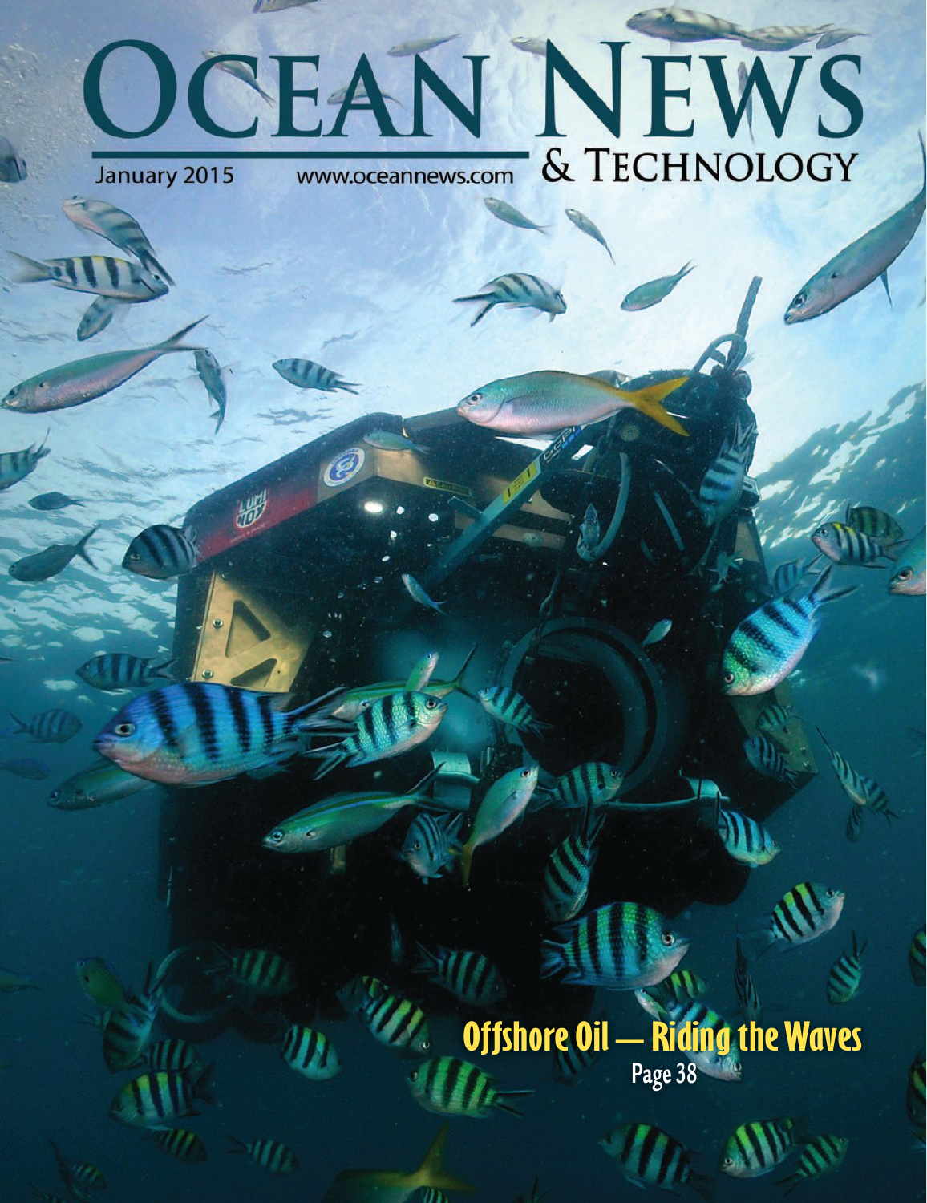# OCEAN NEWS & TECHNOLOGY

January 2015

www.oceannews.com

**Offshore Oil — Riding the Waves**

Page 38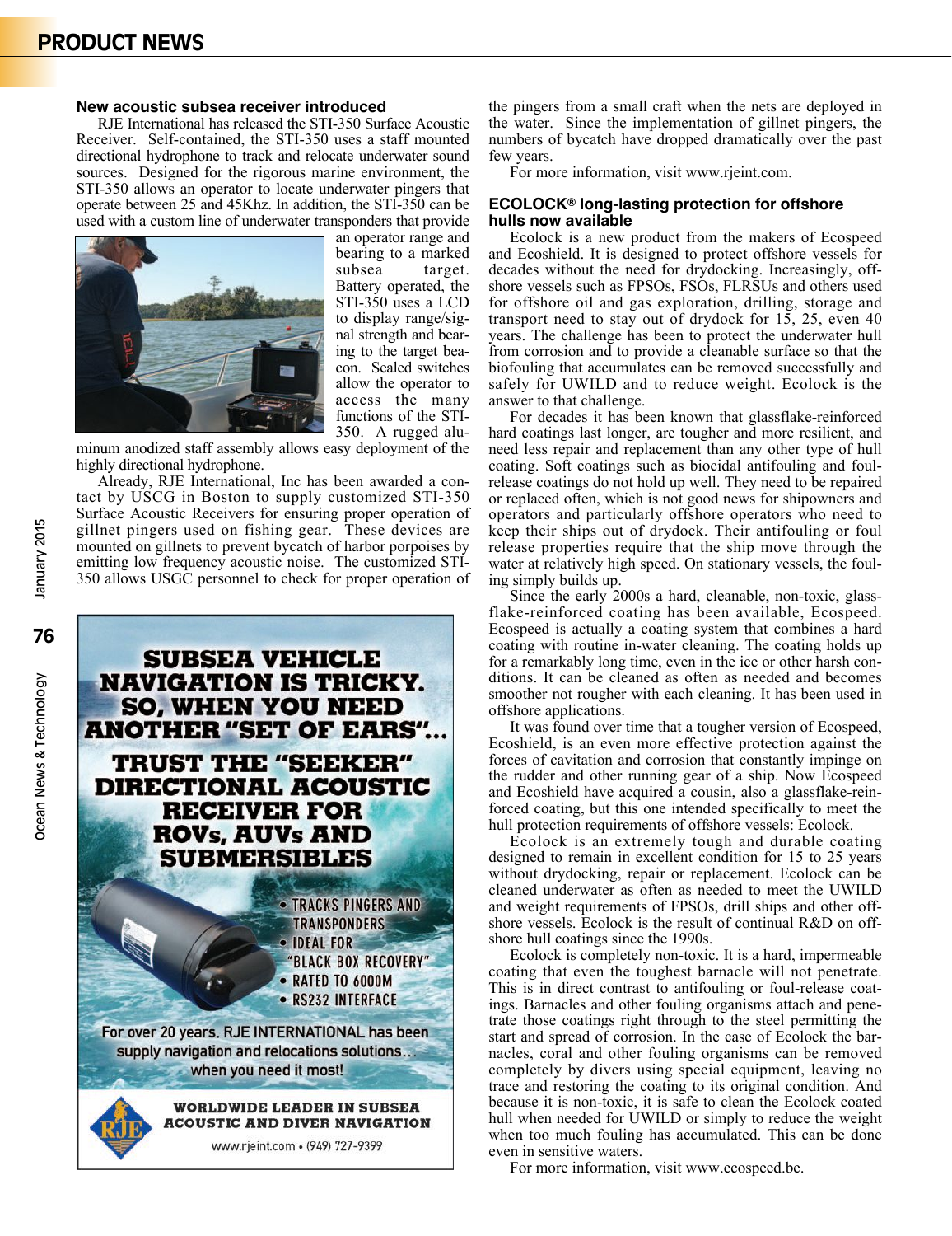## PRODUCT NEWS

### New acoustic subsea receiver introduced

RJE International has released the STI-350 Surface Acoustic Receiver. Self-contained, the STI-350 uses a staff mounted directional hydrophone to track and relocate underwater sound sources. Designed for the rigorous marine environment, the STI-350 allows an operator to locate underwater pingers that operate between 25 and 45Khz. In addition, the STI-350 can be used with a custom line of underwater transponders that provide an operator range and bearing to a marked subsea target. Battery operated, the STI-350 uses a LCD to display range/signal strength and bearing to the target beacon. Sealed switches allow the operator to access the many functions of the STI-350. A rugged aluminum anodized staff assembly allows easy deployment of the highly directional hydrophone.

Already, RJE International, Inc has been awarded a contact by USCG in Boston to supply customized STI-350 Surface Acoustic Receivers for ensuring proper operation of gillnet pingers used on fishing gear. These devices are mounted on gillnets to prevent bycatch of harbor porpoises by emitting low frequency acoustic noise. The customized STI-350 allows USGC personnel to check for proper operation of the pingers from a small craft when the nets are deployed in the water. Since the implementation of gillnet pingers, the numbers of bycatch have dropped dramatically over the past few years.

For more information, visit www.rjeint.com.

SUBSEA VEHICLE NAVIGATION IS TRICKY. SO, WHEN YOU NEED ANOTHER "SET OF EARS"...

TRUST THE "SEEKER" DIRECTIONAL ACOUSTIC RECEIVER FOR ROVs, AUVs AND SUBMERSIBLES

- TRACKS PINGERS AND TRANSPONDERS
- IDEAL FOR "BLACK BOX RECOVERY"
- RATED TO 6000M
- RS232 INTERFACE

For over 20 years. RJE INTERNATIONAL has been supply navigation and relocations solutions… when you need it most!

WORLDWIDE LEADER IN SUBSEA ACOUSTIC AND DIVER NAVIGATION

www.rjeint.com • (949) 727-9399

### ECOLOCK® long-lasting protection for offshore hulls now available

Ecolock is a new product from the makers of Ecospeed and Ecoshield. It is designed to protect offshore vessels for decades without the need for drydocking. Increasingly, offshore vessels such as FPSOs, FSOs, FLRSUs and others used for offshore oil and gas exploration, drilling, storage and transport need to stay out of drydock for 15, 25, even 40 years. The challenge has been to protect the underwater hull from corrosion and to provide a cleanable surface so that the biofouling that accumulates can be removed successfully and safely for UWILD and to reduce weight. Ecolock is the answer to that challenge.

For decades it has been known that glassflake-reinforced hard coatings last longer, are tougher and more resilient, and need less repair and replacement than any other type of hull coating. Soft coatings such as biocidal antifouling and foul-release coatings do not hold up well. They need to be repaired or replaced often, which is not good news for shipowners and operators and particularly offshore operators who need to keep their ships out of drydock. Their antifouling or foul release properties require that the ship move through the water at relatively high speed. On stationary vessels, the fouling simply builds up.

Since the early 2000s a hard, cleanable, non-toxic, glassflake-reinforced coating has been available, Ecospeed. Ecospeed is actually a coating system that combines a hard coating with routine in-water cleaning. The coating holds up for a remarkably long time, even in the ice or other harsh conditions. It can be cleaned as often as needed and becomes smoother not rougher with each cleaning. It has been used in offshore applications.

It was found over time that a tougher version of Ecospeed, Ecoshield, is an even more effective protection against the forces of cavitation and corrosion that constantly impinge on the rudder and other running gear of a ship. Now Ecospeed and Ecoshield have acquired a cousin, also a glassflake-reinforced coating, but this one intended specifically to meet the hull protection requirements of offshore vessels: Ecolock.

Ecolock is an extremely tough and durable coating designed to remain in excellent condition for 15 to 25 years without drydocking, repair or replacement. Ecolock can be cleaned underwater as often as needed to meet the UWILD and weight requirements of FPSOs, drill ships and other offshore vessels. Ecolock is the result of continual R&D on offshore hull coatings since the 1990s.

Ecolock is completely non-toxic. It is a hard, impermeable coating that even the toughest barnacle will not penetrate. This is in direct contrast to antifouling or foul-release coatings. Barnacles and other fouling organisms attach and penetrate those coatings right through to the steel permitting the start and spread of corrosion. In the case of Ecolock the barnacles, coral and other fouling organisms can be removed completely by divers using special equipment, leaving no trace and restoring the coating to its original condition. And because it is non-toxic, it is safe to clean the Ecolock coated hull when needed for UWILD or simply to reduce the weight when too much fouling has accumulated. This can be done even in sensitive waters.

For more information, visit www.ecospeed.be.